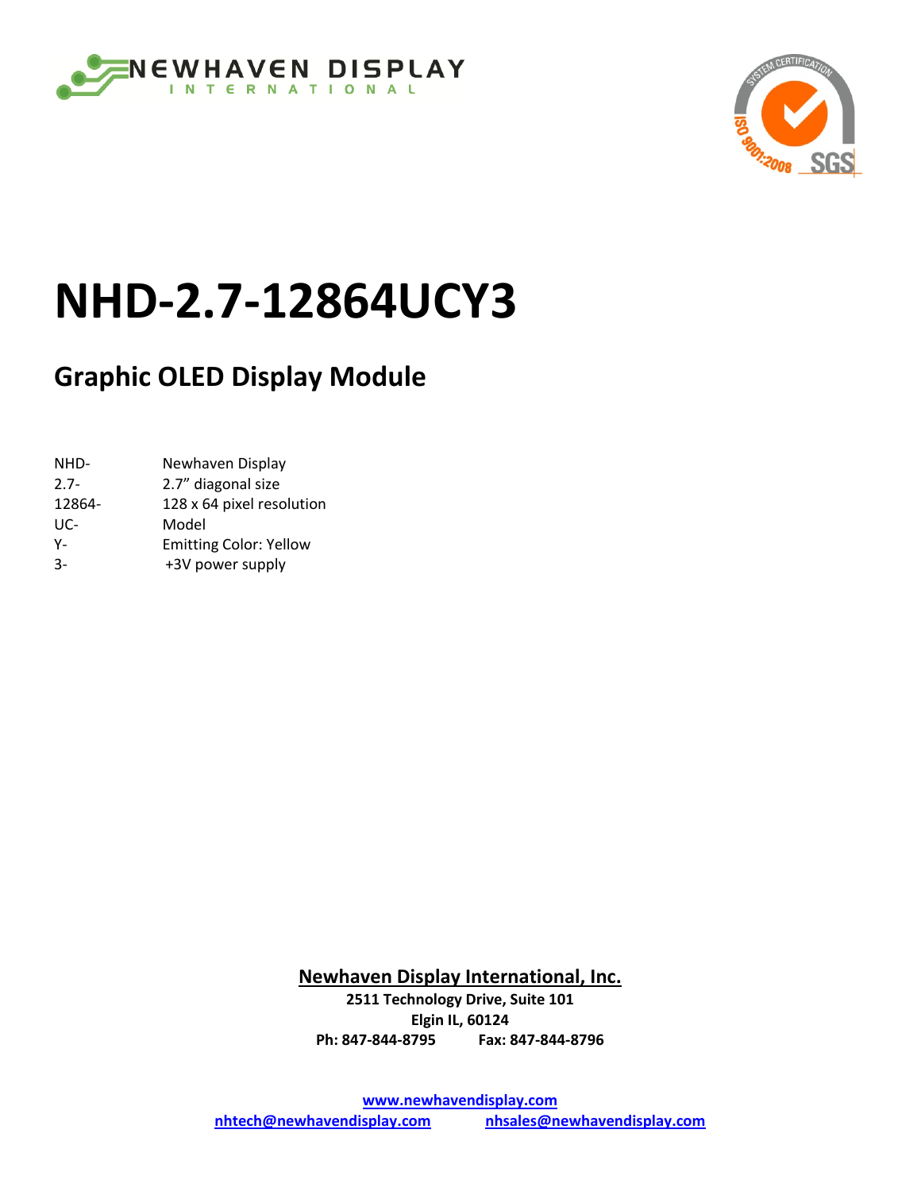NEWHAVEN DISPLAY
INTERNATIONAL

# NHD-2.7-12864UCY3

## Graphic OLED Display Module

| | |
|---|---|
| NHD- | Newhaven Display |
| 2.7- | 2.7" diagonal size |
| 12864- | 128 x 64 pixel resolution |
| UC- | Model |
| Y- | Emitting Color: Yellow |
| 3- | +3V power supply |

**Newhaven Display International, Inc.**
**2511 Technology Drive, Suite 101**
**Elgin IL, 60124**
**Ph: 847-844-8795 Fax: 847-844-8796**

**www.newhavendisplay.com**
**nhtech@newhavendisplay.com nhsales@newhavendisplay.com**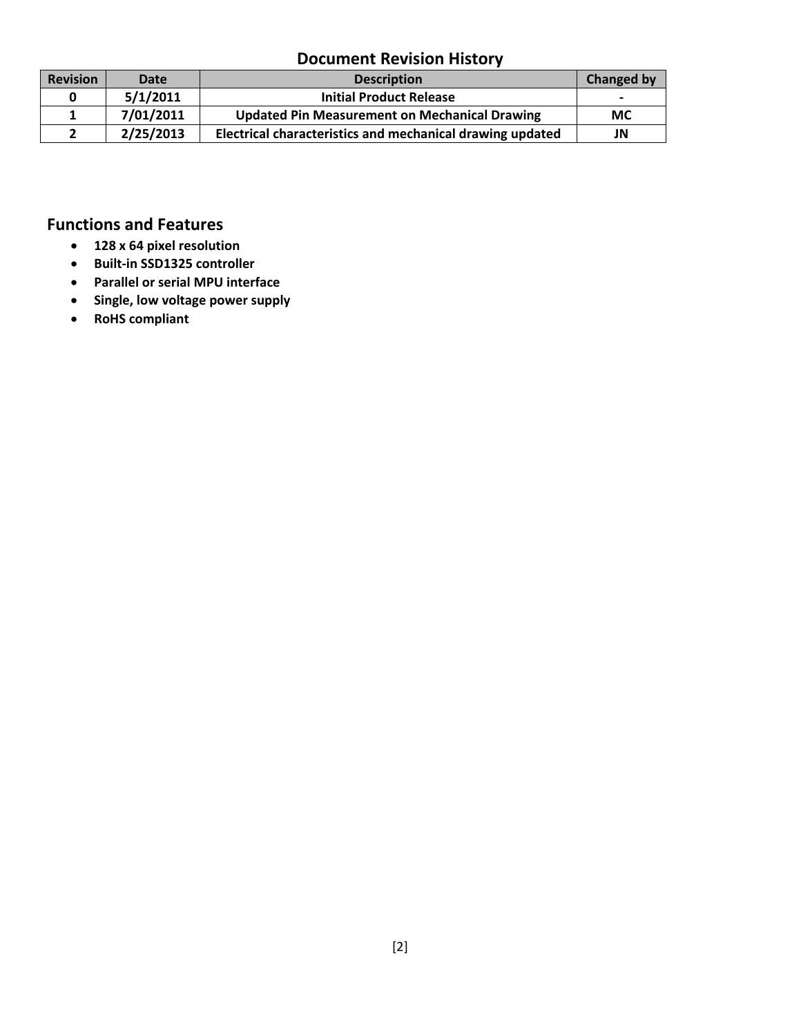## Document Revision History

| Revision | Date | Description | Changed by |
|---|---|---|---|
| 0 | 5/1/2011 | Initial Product Release | - |
| 1 | 7/01/2011 | Updated Pin Measurement on Mechanical Drawing | MC |
| 2 | 2/25/2013 | Electrical characteristics and mechanical drawing updated | JN |

## Functions and Features

- **128 x 64 pixel resolution**
- **Built-in SSD1325 controller**
- **Parallel or serial MPU interface**
- **Single, low voltage power supply**
- **RoHS compliant**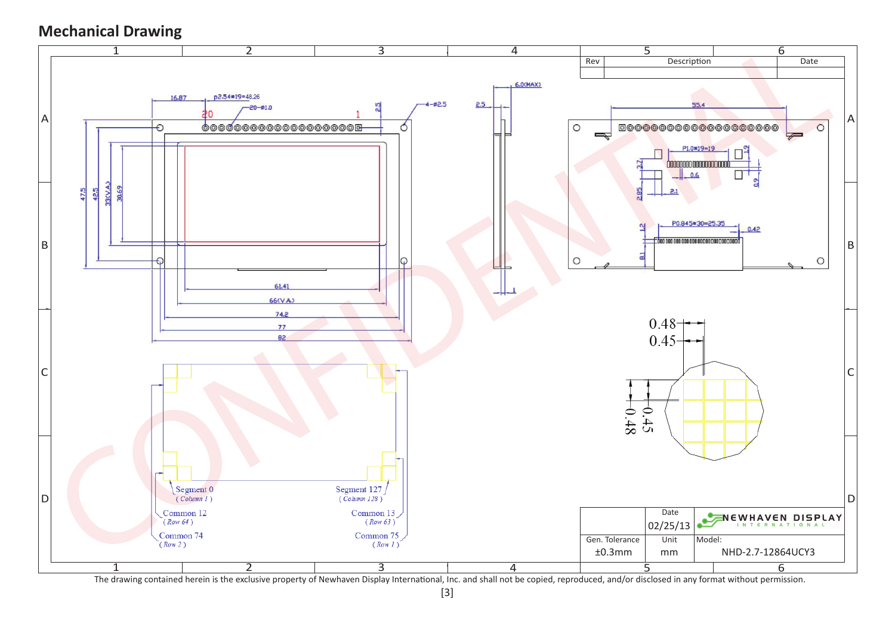## Mechanical Drawing

| Rev | Description | Date |
|---|---|---|
| | | |

16.87 | P2.54*19=48.26 | 20–Ø1.0 | 4–Ø2.5 | 2.5 | 6.0(MAX) | 2.5 | 20 | 1

47.5 | 42.5 | 33(V.A) | 30.69

61.41 | 66(V.A) | 74.2 | 77 | 82

55.4 | P1.0*19=19 | 3.7 | 0.6 | 1.9 | 0.9 | 2.85 | 2.1 | P0.845*30=25.35 | 0.42 | 1.2 | 8.1

0.48 | 0.45 | 0.48 | 0.45

Segment 0 (Column 1) | Segment 127 (Column 128)

Common 12 (Row 64) | Common 13 (Row 63)

Common 74 (Row 2) | Common 75 (Row 1)

| Gen. Tolerance | Date | Unit | Model: |
|---|---|---|---|
| ±0.3mm | 02/25/13 | mm | NHD-2.7-12864UCY3 |

NEWHAVEN DISPLAY INTERNATIONAL

CONFIDENTIAL

The drawing contained herein is the exclusive property of Newhaven Display International, Inc. and shall not be copied, reproduced, and/or disclosed in any format without permission.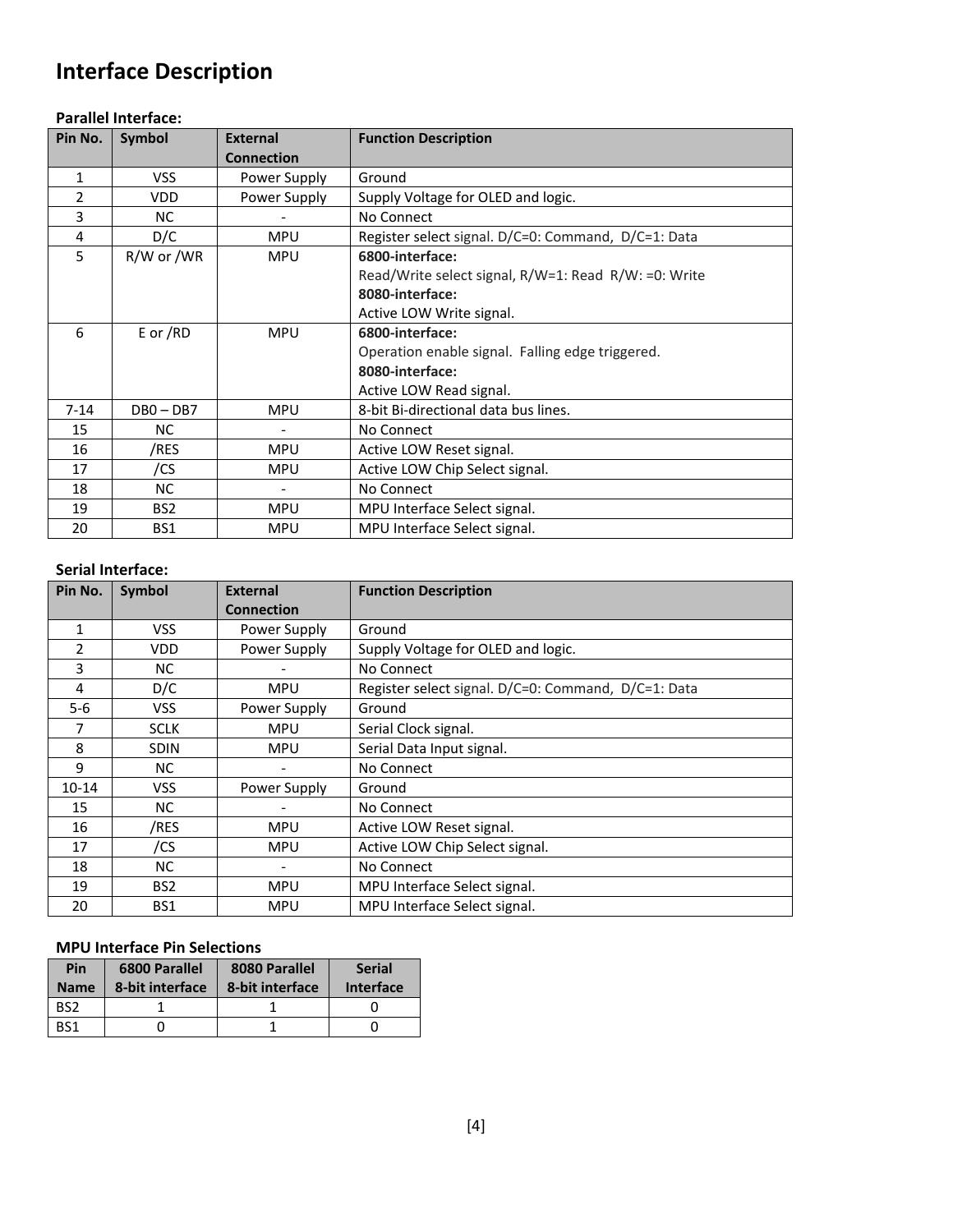# Interface Description

**Parallel Interface:**

| Pin No. | Symbol | External Connection | Function Description |
|---|---|---|---|
| 1 | VSS | Power Supply | Ground |
| 2 | VDD | Power Supply | Supply Voltage for OLED and logic. |
| 3 | NC | - | No Connect |
| 4 | D/C | MPU | Register select signal. D/C=0: Command, D/C=1: Data |
| 5 | R/W or /WR | MPU | **6800-interface:** Read/Write select signal, R/W=1: Read R/W: =0: Write **8080-interface:** Active LOW Write signal. |
| 6 | E or /RD | MPU | **6800-interface:** Operation enable signal. Falling edge triggered. **8080-interface:** Active LOW Read signal. |
| 7-14 | DB0 – DB7 | MPU | 8-bit Bi-directional data bus lines. |
| 15 | NC | - | No Connect |
| 16 | /RES | MPU | Active LOW Reset signal. |
| 17 | /CS | MPU | Active LOW Chip Select signal. |
| 18 | NC | - | No Connect |
| 19 | BS2 | MPU | MPU Interface Select signal. |
| 20 | BS1 | MPU | MPU Interface Select signal. |

**Serial Interface:**

| Pin No. | Symbol | External Connection | Function Description |
|---|---|---|---|
| 1 | VSS | Power Supply | Ground |
| 2 | VDD | Power Supply | Supply Voltage for OLED and logic. |
| 3 | NC | - | No Connect |
| 4 | D/C | MPU | Register select signal. D/C=0: Command, D/C=1: Data |
| 5-6 | VSS | Power Supply | Ground |
| 7 | SCLK | MPU | Serial Clock signal. |
| 8 | SDIN | MPU | Serial Data Input signal. |
| 9 | NC | - | No Connect |
| 10-14 | VSS | Power Supply | Ground |
| 15 | NC | - | No Connect |
| 16 | /RES | MPU | Active LOW Reset signal. |
| 17 | /CS | MPU | Active LOW Chip Select signal. |
| 18 | NC | - | No Connect |
| 19 | BS2 | MPU | MPU Interface Select signal. |
| 20 | BS1 | MPU | MPU Interface Select signal. |

**MPU Interface Pin Selections**

| Pin Name | 6800 Parallel 8-bit interface | 8080 Parallel 8-bit interface | Serial Interface |
|---|---|---|---|
| BS2 | 1 | 1 | 0 |
| BS1 | 0 | 1 | 0 |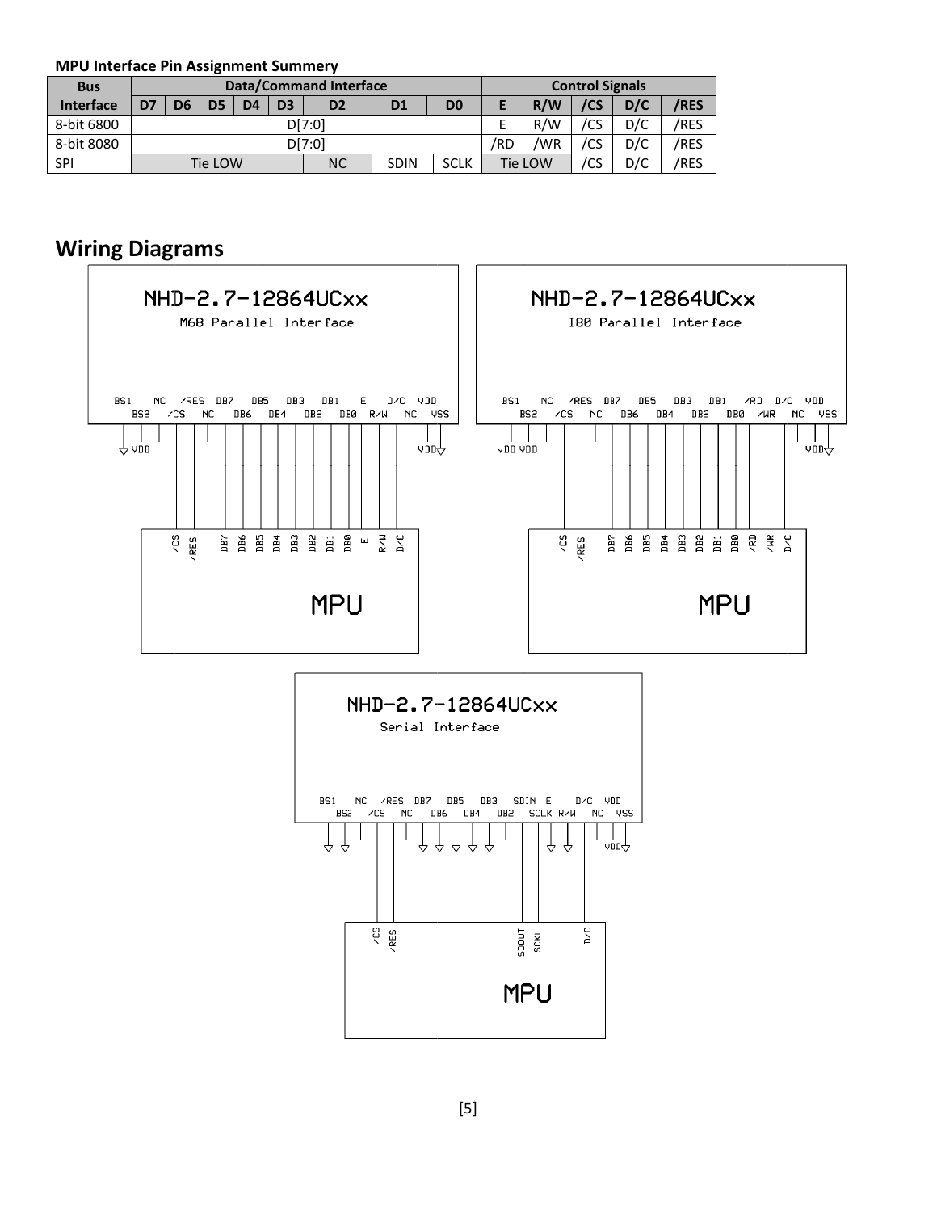**MPU Interface Pin Assignment Summery**

| Bus Interface | Data/Command Interface | | | | | | | | Control Signals | | | | |
|---|---|---|---|---|---|---|---|---|---|---|---|---|---|
| | D7 | D6 | D5 | D4 | D3 | D2 | D1 | D0 | E | R/W | /CS | D/C | /RES |
| 8-bit 6800 | D[7:0] | | | | | | | | E | R/W | /CS | D/C | /RES |
| 8-bit 8080 | D[7:0] | | | | | | | | /RD | /WR | /CS | D/C | /RES |
| SPI | Tie LOW | | | | | NC | SDIN | SCLK | Tie LOW | | /CS | D/C | /RES |

## Wiring Diagrams

NHD-2.7-12864UCxx
M68 Parallel Interface

NHD-2.7-12864UCxx
I80 Parallel Interface

NHD-2.7-12864UCxx
Serial Interface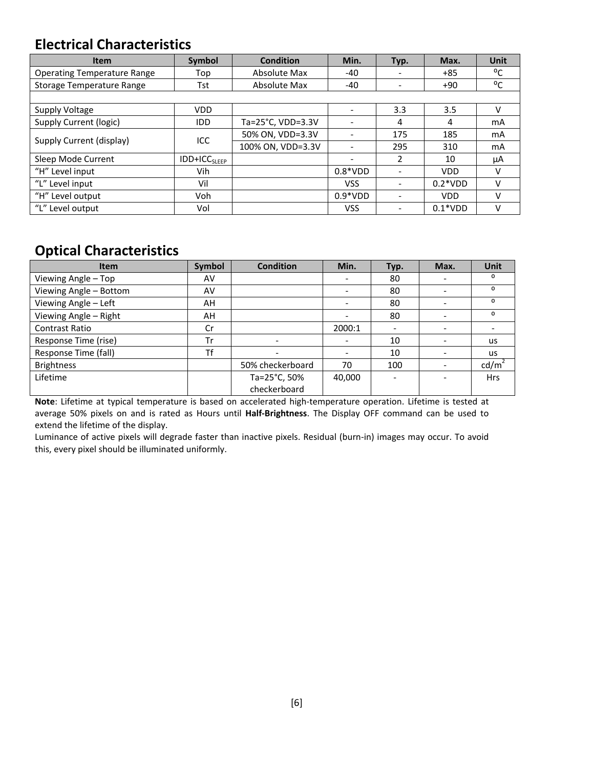## Electrical Characteristics

| Item | Symbol | Condition | Min. | Typ. | Max. | Unit |
|---|---|---|---|---|---|---|
| Operating Temperature Range | Top | Absolute Max | -40 | - | +85 | ºC |
| Storage Temperature Range | Tst | Absolute Max | -40 | - | +90 | ºC |
| | | | | | | |
| Supply Voltage | VDD | | - | 3.3 | 3.5 | V |
| Supply Current (logic) | IDD | Ta=25°C, VDD=3.3V | - | 4 | 4 | mA |
| Supply Current (display) | ICC | 50% ON, VDD=3.3V | - | 175 | 185 | mA |
| | | 100% ON, VDD=3.3V | - | 295 | 310 | mA |
| Sleep Mode Current | $IDD+ICC_{SLEEP}$ | | - | 2 | 10 | μA |
| "H" Level input | Vih | | 0.8*VDD | - | VDD | V |
| "L" Level input | Vil | | VSS | - | 0.2*VDD | V |
| "H" Level output | Voh | | 0.9*VDD | - | VDD | V |
| "L" Level output | Vol | | VSS | - | 0.1*VDD | V |

## Optical Characteristics

| Item | Symbol | Condition | Min. | Typ. | Max. | Unit |
|---|---|---|---|---|---|---|
| Viewing Angle – Top | AV | | - | 80 | - | º |
| Viewing Angle – Bottom | AV | | - | 80 | - | º |
| Viewing Angle – Left | AH | | - | 80 | - | º |
| Viewing Angle – Right | AH | | - | 80 | - | º |
| Contrast Ratio | Cr | | 2000:1 | - | - | - |
| Response Time (rise) | Tr | - | - | 10 | - | us |
| Response Time (fall) | Tf | - | - | 10 | - | us |
| Brightness | | 50% checkerboard | 70 | 100 | - | $cd/m^2$ |
| Lifetime | | Ta=25°C, 50% checkerboard | 40,000 | - | - | Hrs |

**Note**: Lifetime at typical temperature is based on accelerated high-temperature operation. Lifetime is tested at average 50% pixels on and is rated as Hours until **Half-Brightness**. The Display OFF command can be used to extend the lifetime of the display.

Luminance of active pixels will degrade faster than inactive pixels. Residual (burn-in) images may occur. To avoid this, every pixel should be illuminated uniformly.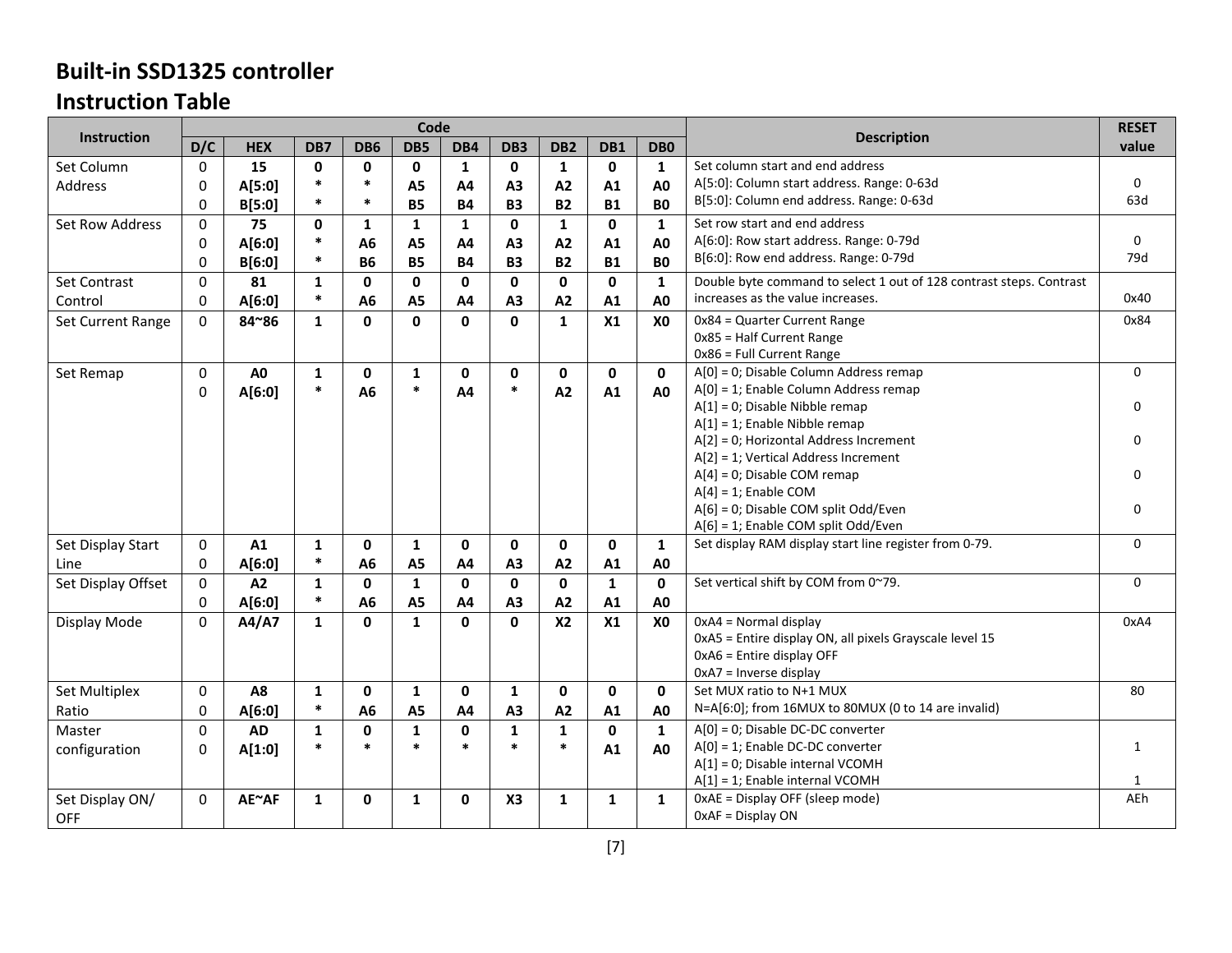# Built-in SSD1325 controller

## Instruction Table

| Instruction | Code | | | | | | | | | | Description | RESET value |
|---|---|---|---|---|---|---|---|---|---|---|---|---|
| | D/C | HEX | DB7 | DB6 | DB5 | DB4 | DB3 | DB2 | DB1 | DB0 | | |
| Set Column Address | 0<br>0<br>0 | **15**<br>**A[5:0]**<br>**B[5:0]** | **0**<br>*<br>* | **0**<br>*<br>* | **0**<br>**A5**<br>**B5** | **1**<br>**A4**<br>**B4** | **0**<br>**A3**<br>**B3** | **1**<br>**A2**<br>**B2** | **0**<br>**A1**<br>**B1** | **1**<br>**A0**<br>**B0** | Set column start and end address<br>A[5:0]: Column start address. Range: 0-63d<br>B[5:0]: Column end address. Range: 0-63d | <br>0<br>63d |
| Set Row Address | 0<br>0<br>0 | **75**<br>**A[6:0]**<br>**B[6:0]** | **0**<br>*<br>* | **1**<br>**A6**<br>**B6** | **1**<br>**A5**<br>**B5** | **1**<br>**A4**<br>**B4** | **0**<br>**A3**<br>**B3** | **1**<br>**A2**<br>**B2** | **0**<br>**A1**<br>**B1** | **1**<br>**A0**<br>**B0** | Set row start and end address<br>A[6:0]: Row start address. Range: 0-79d<br>B[6:0]: Row end address. Range: 0-79d | <br>0<br>79d |
| Set Contrast Control | 0<br>0 | **81**<br>**A[6:0]** | **1**<br>* | **0**<br>**A6** | **0**<br>**A5** | **0**<br>**A4** | **0**<br>**A3** | **0**<br>**A2** | **0**<br>**A1** | **1**<br>**A0** | Double byte command to select 1 out of 128 contrast steps. Contrast increases as the value increases. | 0x40 |
| Set Current Range | 0 | **84~86** | **1** | **0** | **0** | **0** | **0** | **1** | **X1** | **X0** | 0x84 = Quarter Current Range<br>0x85 = Half Current Range<br>0x86 = Full Current Range | 0x84 |
| Set Remap | 0<br>0 | **A0**<br>**A[6:0]** | **1**<br>* | **0**<br>**A6** | **1**<br>* | **0**<br>**A4** | **0**<br>* | **0**<br>**A2** | **0**<br>**A1** | **0**<br>**A0** | A[0] = 0; Disable Column Address remap<br>A[0] = 1; Enable Column Address remap<br>A[1] = 0; Disable Nibble remap<br>A[1] = 1; Enable Nibble remap<br>A[2] = 0; Horizontal Address Increment<br>A[2] = 1; Vertical Address Increment<br>A[4] = 0; Disable COM remap<br>A[4] = 1; Enable COM<br>A[6] = 0; Disable COM split Odd/Even<br>A[6] = 1; Enable COM split Odd/Even | 0<br><br>0<br><br>0<br><br>0<br><br>0 |
| Set Display Start Line | 0<br>0 | **A1**<br>**A[6:0]** | **1**<br>* | **0**<br>**A6** | **1**<br>**A5** | **0**<br>**A4** | **0**<br>**A3** | **0**<br>**A2** | **0**<br>**A1** | **1**<br>**A0** | Set display RAM display start line register from 0-79. | 0 |
| Set Display Offset | 0<br>0 | **A2**<br>**A[6:0]** | **1**<br>* | **0**<br>**A6** | **1**<br>**A5** | **0**<br>**A4** | **0**<br>**A3** | **0**<br>**A2** | **1**<br>**A1** | **0**<br>**A0** | Set vertical shift by COM from 0~79. | 0 |
| Display Mode | 0 | **A4/A7** | **1** | **0** | **1** | **0** | **0** | **X2** | **X1** | **X0** | 0xA4 = Normal display<br>0xA5 = Entire display ON, all pixels Grayscale level 15<br>0xA6 = Entire display OFF<br>0xA7 = Inverse display | 0xA4 |
| Set Multiplex Ratio | 0<br>0 | **A8**<br>**A[6:0]** | **1**<br>* | **0**<br>**A6** | **1**<br>**A5** | **0**<br>**A4** | **1**<br>**A3** | **0**<br>**A2** | **0**<br>**A1** | **0**<br>**A0** | Set MUX ratio to N+1 MUX<br>N=A[6:0]; from 16MUX to 80MUX (0 to 14 are invalid) | 80 |
| Master configuration | 0<br>0 | **AD**<br>**A[1:0]** | **1**<br>* | **0**<br>* | **1**<br>* | **0**<br>* | **1**<br>* | **1**<br>* | **0**<br>**A1** | **1**<br>**A0** | A[0] = 0; Disable DC-DC converter<br>A[0] = 1; Enable DC-DC converter<br>A[1] = 0; Disable internal VCOMH<br>A[1] = 1; Enable internal VCOMH | <br>1<br><br>1 |
| Set Display ON/ OFF | 0 | **AE~AF** | **1** | **0** | **1** | **0** | **X3** | **1** | **1** | **1** | 0xAE = Display OFF (sleep mode)<br>0xAF = Display ON | AEh |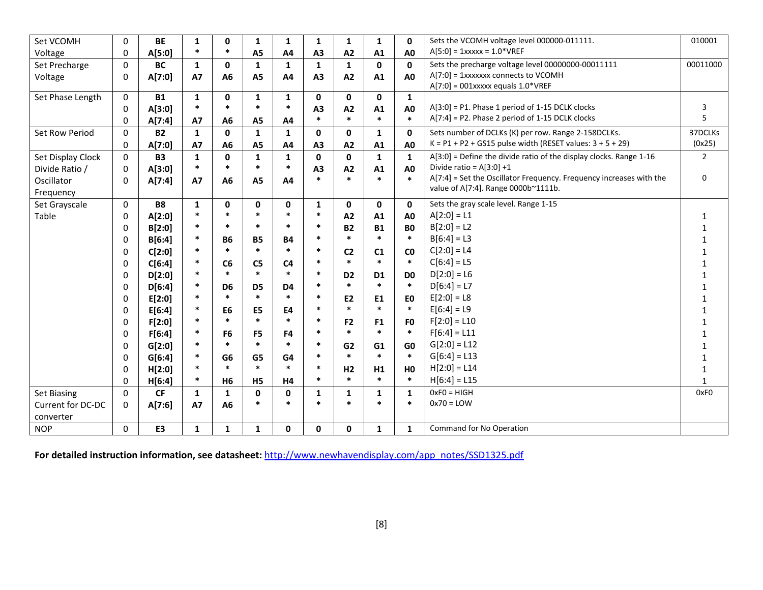| Set VCOMH Voltage | 0 | BE | 1 | 0 | 1 | 1 | 1 | 1 | 1 | 0 | Sets the VCOMH voltage level 000000-011111. | 010001 |
|---|---|---|---|---|---|---|---|---|---|---|---|---|
| | 0 | A[5:0] | * | * | A5 | A4 | A3 | A2 | A1 | A0 | A[5:0] = 1xxxxx = 1.0*VREF | |
| Set Precharge Voltage | 0 | BC | 1 | 0 | 1 | 1 | 1 | 1 | 0 | 0 | Sets the precharge voltage level 00000000-00011111 | 00011000 |
| | 0 | A[7:0] | A7 | A6 | A5 | A4 | A3 | A2 | A1 | A0 | A[7:0] = 1xxxxxxx connects to VCOMH<br>A[7:0] = 001xxxxx equals 1.0*VREF | |
| Set Phase Length | 0 | B1 | 1 | 0 | 1 | 1 | 0 | 0 | 0 | 1 | | |
| | 0 | A[3:0] | * | * | * | * | A3 | A2 | A1 | A0 | A[3:0] = P1. Phase 1 period of 1-15 DCLK clocks | 3 |
| | 0 | A[7:4] | A7 | A6 | A5 | A4 | * | * | * | * | A[7:4] = P2. Phase 2 period of 1-15 DCLK clocks | 5 |
| Set Row Period | 0 | B2 | 1 | 0 | 1 | 1 | 0 | 0 | 1 | 0 | Sets number of DCLKs (K) per row. Range 2-158DCLKs. | 37DCLKs |
| | 0 | A[7:0] | A7 | A6 | A5 | A4 | A3 | A2 | A1 | A0 | K = P1 + P2 + GS15 pulse width (RESET values: 3 + 5 + 29) | (0x25) |
| Set Display Clock Divide Ratio / Oscillator Frequency | 0 | B3 | 1 | 0 | 1 | 1 | 0 | 0 | 1 | 1 | A[3:0] = Define the divide ratio of the display clocks. Range 1-16 | 2 |
| | 0 | A[3:0] | * | * | * | * | A3 | A2 | A1 | A0 | Divide ratio = A[3:0] +1 | |
| | 0 | A[7:4] | A7 | A6 | A5 | A4 | * | * | * | * | A[7:4] = Set the Oscillator Frequency. Frequency increases with the value of A[7:4]. Range 0000b~1111b. | 0 |
| Set Grayscale Table | 0 | B8 | 1 | 0 | 0 | 0 | 1 | 0 | 0 | 0 | Sets the gray scale level. Range 1-15 | |
| | 0 | A[2:0] | * | * | * | * | * | A2 | A1 | A0 | A[2:0] = L1 | 1 |
| | 0 | B[2:0] | * | * | * | * | * | B2 | B1 | B0 | B[2:0] = L2 | 1 |
| | 0 | B[6:4] | * | B6 | B5 | B4 | * | * | * | * | B[6:4] = L3 | 1 |
| | 0 | C[2:0] | * | * | * | * | * | C2 | C1 | C0 | C[2:0] = L4 | 1 |
| | 0 | C[6:4] | * | C6 | C5 | C4 | * | * | * | * | C[6:4] = L5 | 1 |
| | 0 | D[2:0] | * | * | * | * | * | D2 | D1 | D0 | D[2:0] = L6 | 1 |
| | 0 | D[6:4] | * | D6 | D5 | D4 | * | * | * | * | D[6:4] = L7 | 1 |
| | 0 | E[2:0] | * | * | * | * | * | E2 | E1 | E0 | E[2:0] = L8 | 1 |
| | 0 | E[6:4] | * | E6 | E5 | E4 | * | * | * | * | E[6:4] = L9 | 1 |
| | 0 | F[2:0] | * | * | * | * | * | F2 | F1 | F0 | F[2:0] = L10 | 1 |
| | 0 | F[6:4] | * | F6 | F5 | F4 | * | * | * | * | F[6:4] = L11 | 1 |
| | 0 | G[2:0] | * | * | * | * | * | G2 | G1 | G0 | G[2:0] = L12 | 1 |
| | 0 | G[6:4] | * | G6 | G5 | G4 | * | * | * | * | G[6:4] = L13 | 1 |
| | 0 | H[2:0] | * | * | * | * | * | H2 | H1 | H0 | H[2:0] = L14 | 1 |
| | 0 | H[6:4] | * | H6 | H5 | H4 | * | * | * | * | H[6:4] = L15 | 1 |
| Set Biasing Current for DC-DC converter | 0 | CF | 1 | 1 | 0 | 0 | 1 | 1 | 1 | 1 | 0xF0 = HIGH | 0xF0 |
| | 0 | A[7:6] | A7 | A6 | * | * | * | * | * | * | 0x70 = LOW | |
| NOP | 0 | E3 | 1 | 1 | 1 | 0 | 0 | 0 | 1 | 1 | Command for No Operation | |

**For detailed instruction information, see datasheet:** http://www.newhavendisplay.com/app_notes/SSD1325.pdf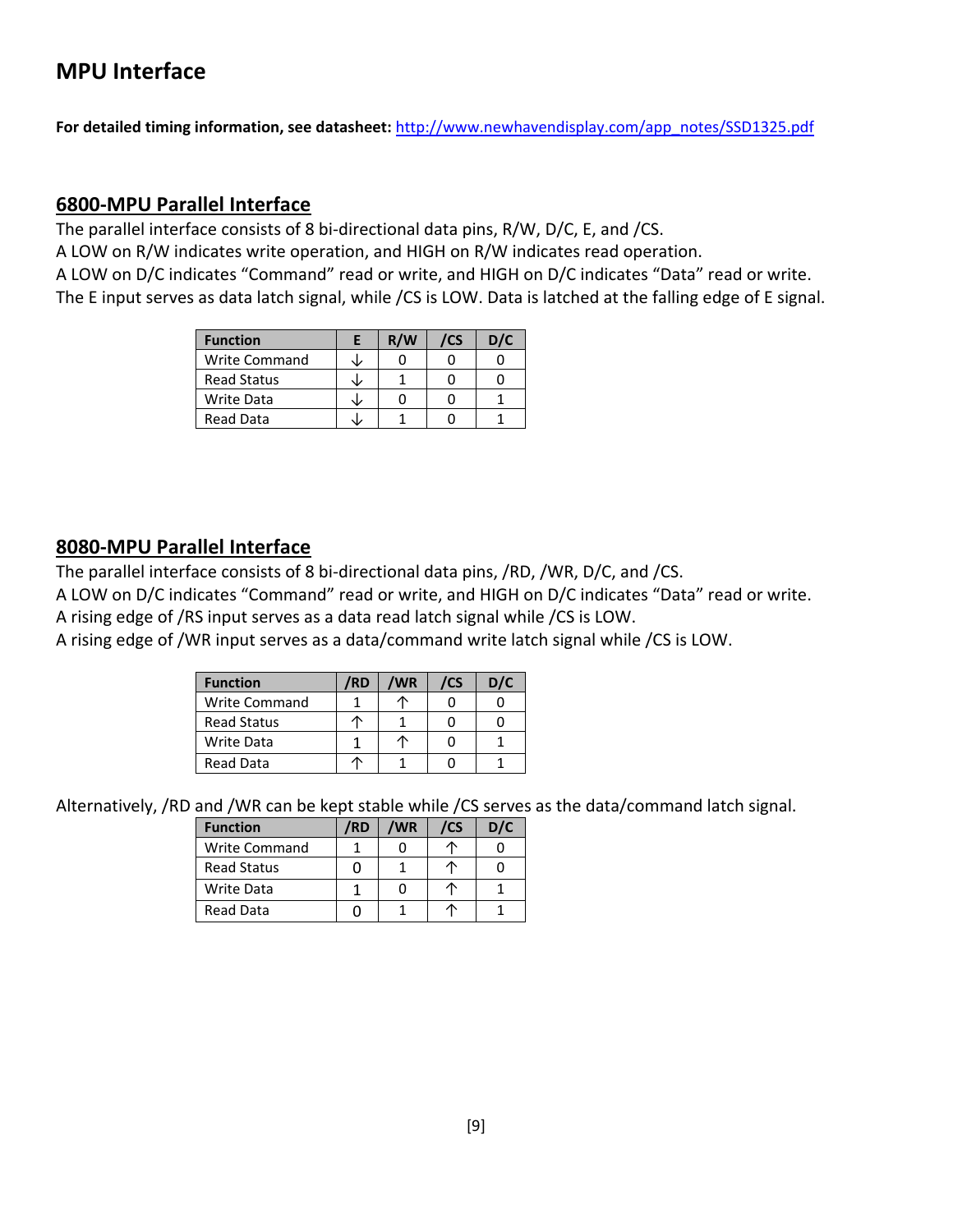# MPU Interface

**For detailed timing information, see datasheet:** http://www.newhavendisplay.com/app_notes/SSD1325.pdf

## 6800-MPU Parallel Interface

The parallel interface consists of 8 bi-directional data pins, R/W, D/C, E, and /CS.
A LOW on R/W indicates write operation, and HIGH on R/W indicates read operation.
A LOW on D/C indicates "Command" read or write, and HIGH on D/C indicates "Data" read or write.
The E input serves as data latch signal, while /CS is LOW. Data is latched at the falling edge of E signal.

| Function | E | R/W | /CS | D/C |
|---|---|---|---|---|
| Write Command | ↓ | 0 | 0 | 0 |
| Read Status | ↓ | 1 | 0 | 0 |
| Write Data | ↓ | 0 | 0 | 1 |
| Read Data | ↓ | 1 | 0 | 1 |

## 8080-MPU Parallel Interface

The parallel interface consists of 8 bi-directional data pins, /RD, /WR, D/C, and /CS.
A LOW on D/C indicates "Command" read or write, and HIGH on D/C indicates "Data" read or write.
A rising edge of /RS input serves as a data read latch signal while /CS is LOW.
A rising edge of /WR input serves as a data/command write latch signal while /CS is LOW.

| Function | /RD | /WR | /CS | D/C |
|---|---|---|---|---|
| Write Command | 1 | ↑ | 0 | 0 |
| Read Status | ↑ | 1 | 0 | 0 |
| Write Data | 1 | ↑ | 0 | 1 |
| Read Data | ↑ | 1 | 0 | 1 |

Alternatively, /RD and /WR can be kept stable while /CS serves as the data/command latch signal.

| Function | /RD | /WR | /CS | D/C |
|---|---|---|---|---|
| Write Command | 1 | 0 | ↑ | 0 |
| Read Status | 0 | 1 | ↑ | 0 |
| Write Data | 1 | 0 | ↑ | 1 |
| Read Data | 0 | 1 | ↑ | 1 |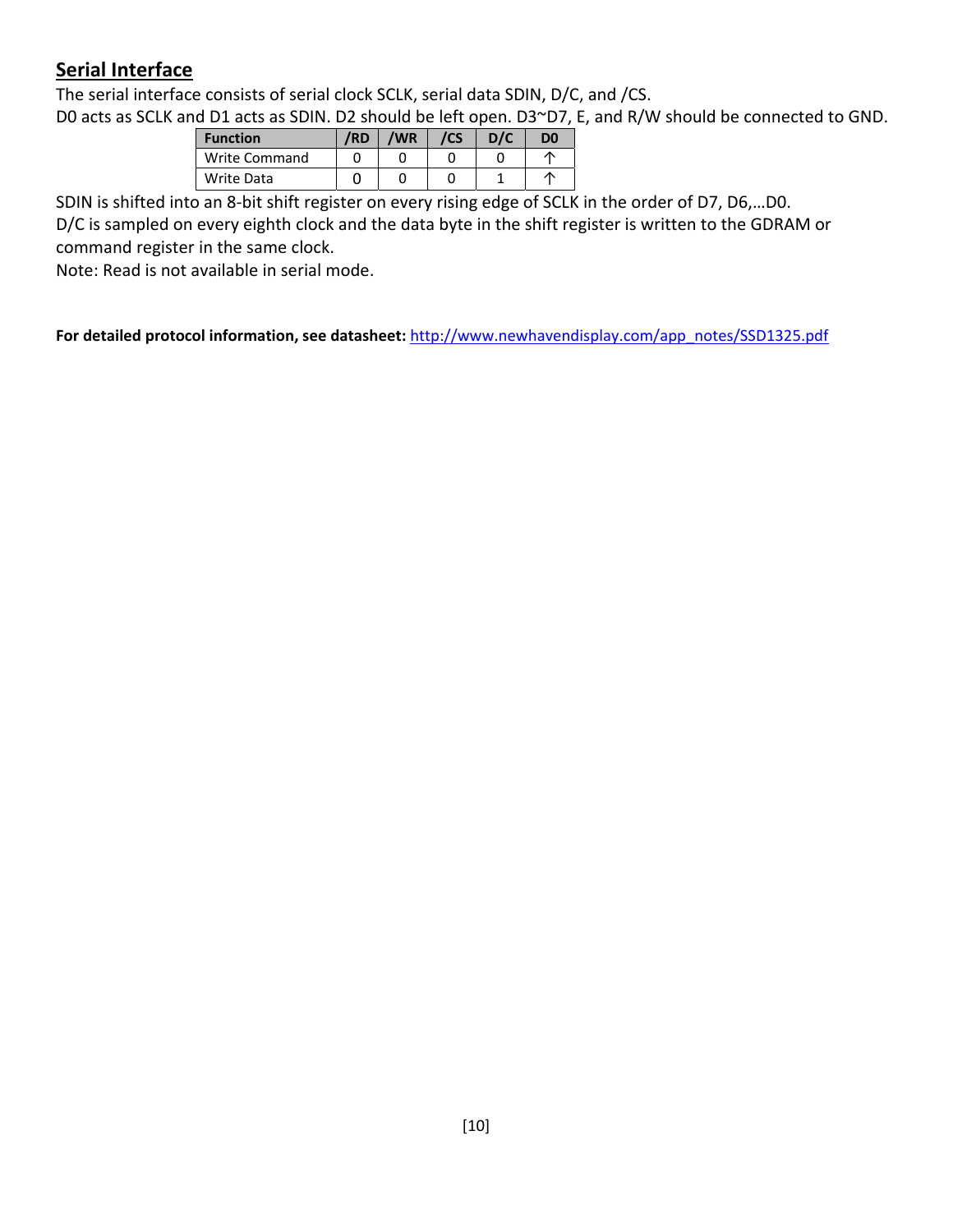## Serial Interface

The serial interface consists of serial clock SCLK, serial data SDIN, D/C, and /CS.
D0 acts as SCLK and D1 acts as SDIN. D2 should be left open. D3~D7, E, and R/W should be connected to GND.

| Function | /RD | /WR | /CS | D/C | D0 |
|---|---|---|---|---|---|
| Write Command | 0 | 0 | 0 | 0 | ↑ |
| Write Data | 0 | 0 | 0 | 1 | ↑ |

SDIN is shifted into an 8-bit shift register on every rising edge of SCLK in the order of D7, D6,…D0.
D/C is sampled on every eighth clock and the data byte in the shift register is written to the GDRAM or command register in the same clock.
Note: Read is not available in serial mode.

**For detailed protocol information, see datasheet:** http://www.newhavendisplay.com/app_notes/SSD1325.pdf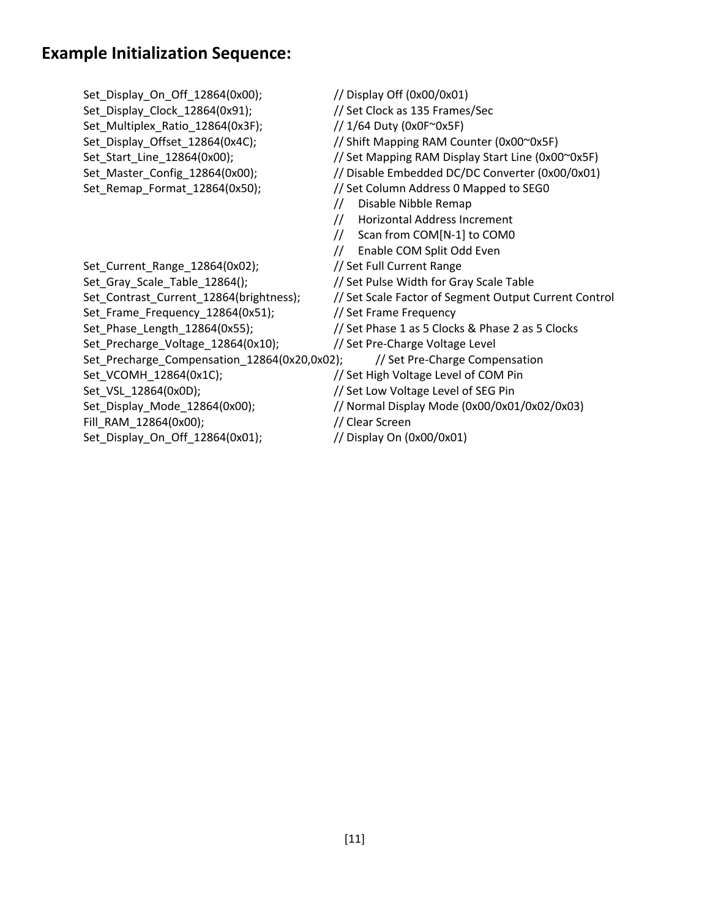## Example Initialization Sequence:

```
Set_Display_On_Off_12864(0x00);              // Display Off (0x00/0x01)
Set_Display_Clock_12864(0x91);               // Set Clock as 135 Frames/Sec
Set_Multiplex_Ratio_12864(0x3F);             // 1/64 Duty (0x0F~0x5F)
Set_Display_Offset_12864(0x4C);              // Shift Mapping RAM Counter (0x00~0x5F)
Set_Start_Line_12864(0x00);                  // Set Mapping RAM Display Start Line (0x00~0x5F)
Set_Master_Config_12864(0x00);               // Disable Embedded DC/DC Converter (0x00/0x01)
Set_Remap_Format_12864(0x50);                // Set Column Address 0 Mapped to SEG0
                                             //    Disable Nibble Remap
                                             //    Horizontal Address Increment
                                             //    Scan from COM[N-1] to COM0
                                             //    Enable COM Split Odd Even
Set_Current_Range_12864(0x02);               // Set Full Current Range
Set_Gray_Scale_Table_12864();                // Set Pulse Width for Gray Scale Table
Set_Contrast_Current_12864(brightness);      // Set Scale Factor of Segment Output Current Control
Set_Frame_Frequency_12864(0x51);             // Set Frame Frequency
Set_Phase_Length_12864(0x55);                // Set Phase 1 as 5 Clocks & Phase 2 as 5 Clocks
Set_Precharge_Voltage_12864(0x10);           // Set Pre-Charge Voltage Level
Set_Precharge_Compensation_12864(0x20,0x02);        // Set Pre-Charge Compensation
Set_VCOMH_12864(0x1C);                       // Set High Voltage Level of COM Pin
Set_VSL_12864(0x0D);                         // Set Low Voltage Level of SEG Pin
Set_Display_Mode_12864(0x00);                // Normal Display Mode (0x00/0x01/0x02/0x03)
Fill_RAM_12864(0x00);                        // Clear Screen
Set_Display_On_Off_12864(0x01);              // Display On (0x00/0x01)
```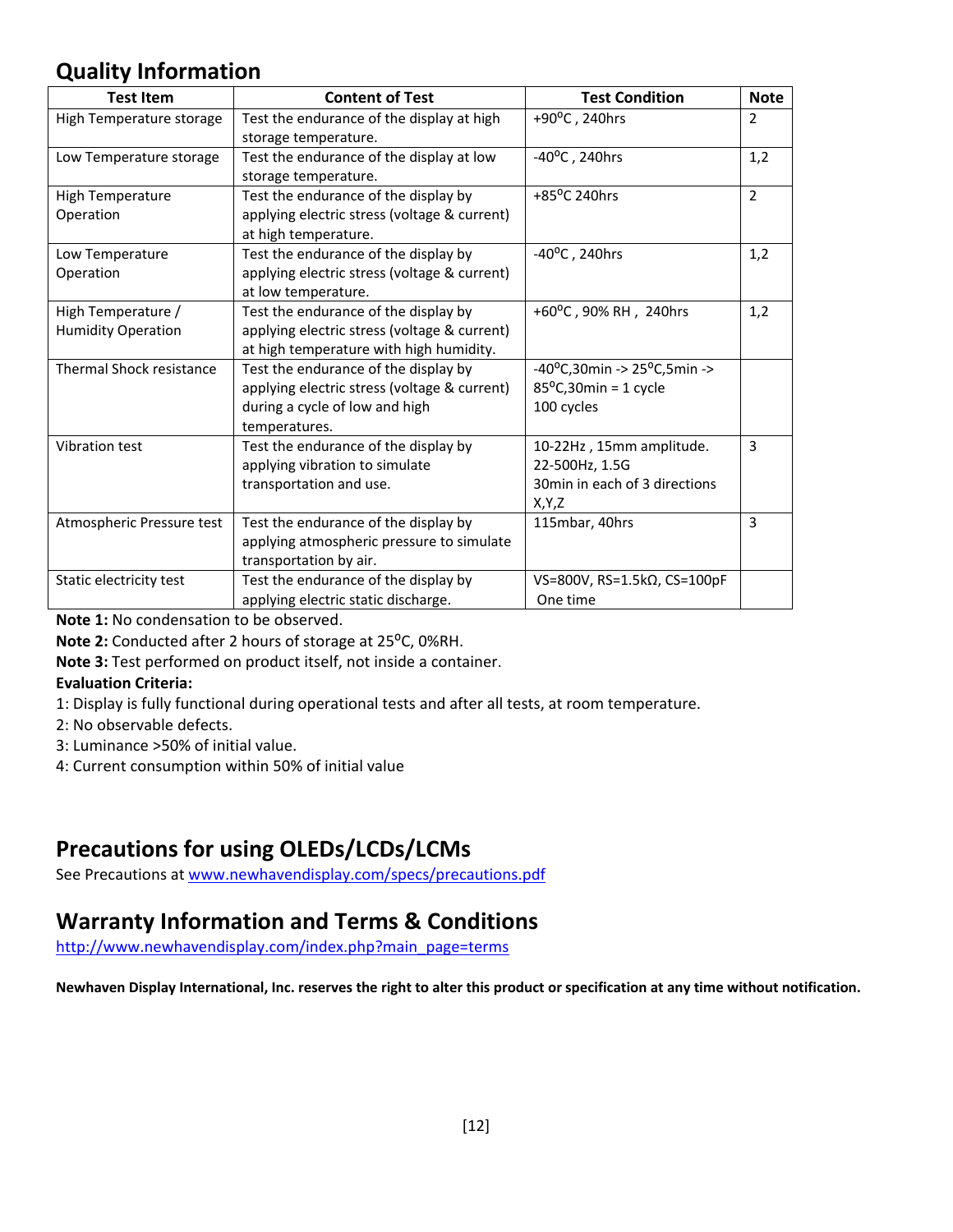## Quality Information

| Test Item | Content of Test | Test Condition | Note |
|---|---|---|---|
| High Temperature storage | Test the endurance of the display at high storage temperature. | +90°C , 240hrs | 2 |
| Low Temperature storage | Test the endurance of the display at low storage temperature. | -40°C , 240hrs | 1,2 |
| High Temperature Operation | Test the endurance of the display by applying electric stress (voltage & current) at high temperature. | +85°C 240hrs | 2 |
| Low Temperature Operation | Test the endurance of the display by applying electric stress (voltage & current) at low temperature. | -40°C , 240hrs | 1,2 |
| High Temperature / Humidity Operation | Test the endurance of the display by applying electric stress (voltage & current) at high temperature with high humidity. | +60°C , 90% RH , 240hrs | 1,2 |
| Thermal Shock resistance | Test the endurance of the display by applying electric stress (voltage & current) during a cycle of low and high temperatures. | -40°C,30min -> 25°C,5min -> 85°C,30min = 1 cycle 100 cycles | |
| Vibration test | Test the endurance of the display by applying vibration to simulate transportation and use. | 10-22Hz , 15mm amplitude. 22-500Hz, 1.5G 30min in each of 3 directions X,Y,Z | 3 |
| Atmospheric Pressure test | Test the endurance of the display by applying atmospheric pressure to simulate transportation by air. | 115mbar, 40hrs | 3 |
| Static electricity test | Test the endurance of the display by applying electric static discharge. | VS=800V, RS=1.5kΩ, CS=100pF One time | |

**Note 1:** No condensation to be observed.

**Note 2:** Conducted after 2 hours of storage at 25°C, 0%RH.

**Note 3:** Test performed on product itself, not inside a container.

**Evaluation Criteria:**

1: Display is fully functional during operational tests and after all tests, at room temperature.

2: No observable defects.

3: Luminance >50% of initial value.

4: Current consumption within 50% of initial value

## Precautions for using OLEDs/LCDs/LCMs

See Precautions at www.newhavendisplay.com/specs/precautions.pdf

## Warranty Information and Terms & Conditions

http://www.newhavendisplay.com/index.php?main_page=terms

**Newhaven Display International, Inc. reserves the right to alter this product or specification at any time without notification.**